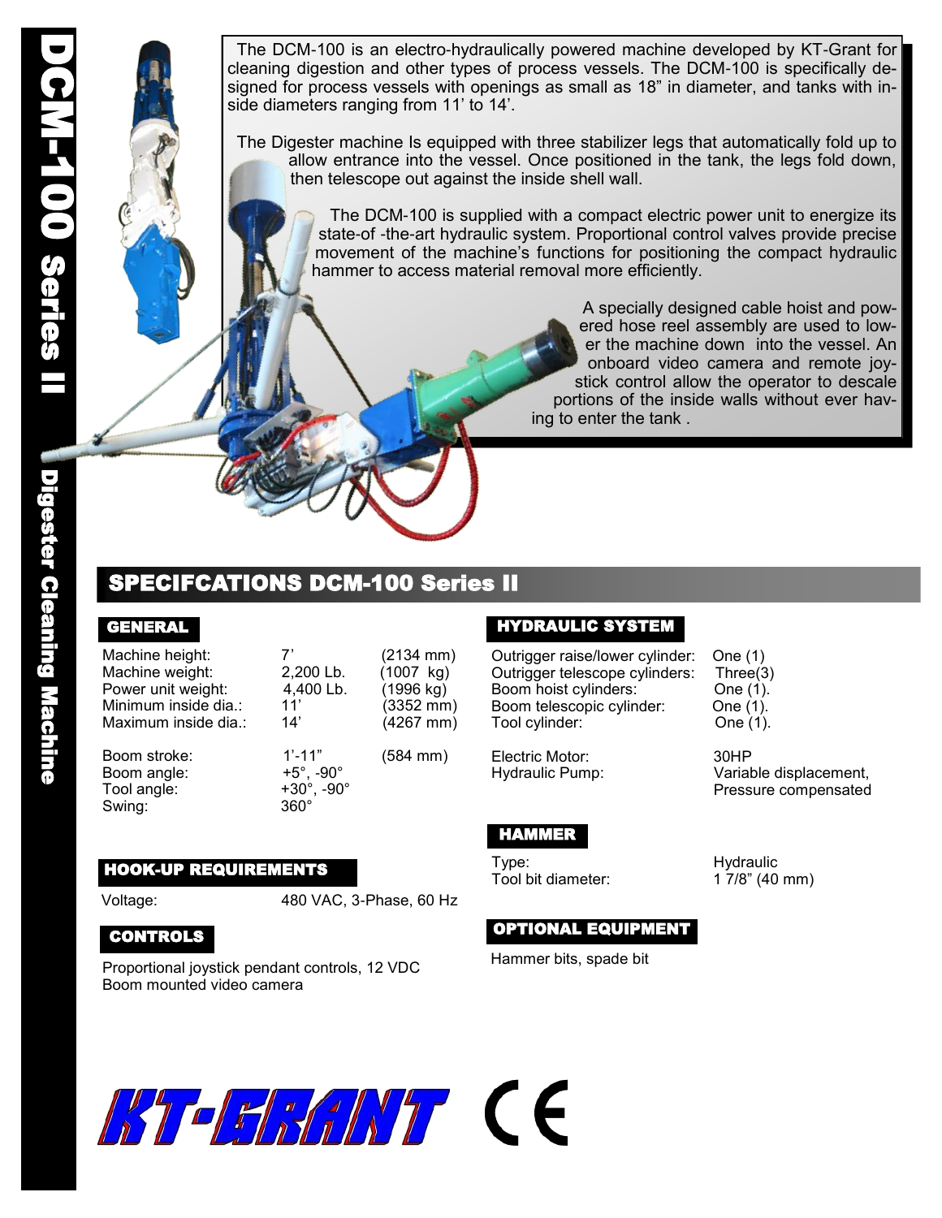# DCM-100 Series II

## Digester Cleaning Machine

The DCM-100 is an electro-hydraulically powered machine developed by KT-Grant for cleaning digestion and other types of process vessels. The DCM-100 is specifically designed for process vessels with openings as small as 18” in diameter, and tanks with inside diameters ranging from 11’ to 14’.

The Digester machine Is equipped with three stabilizer legs that automatically fold up to allow entrance into the vessel. Once positioned in the tank, the legs fold down, then telescope out against the inside shell wall.

The DCM-100 is supplied with a compact electric power unit to energize its state-of -the-art hydraulic system. Proportional control valves provide precise movement of the machine’s functions for positioning the compact hydraulic hammer to access material removal more efficiently.

A specially designed cable hoist and powered hose reel assembly are used to lower the machine down into the vessel. An onboard video camera and remote joystick control allow the operator to descale portions of the inside walls without ever having to enter the tank .

## SPECIFCATIONS DCM-100 Series II

### GENERAL

| | | |
|---|---|---|
| Machine height: | 7’ | (2134 mm) |
| Machine weight: | 2,200 Lb. | (1007 kg) |
| Power unit weight: | 4,400 Lb. | (1996 kg) |
| Minimum inside dia.: | 11’ | (3352 mm) |
| Maximum inside dia.: | 14’ | (4267 mm) |
| Boom stroke: | 1’-11” | (584 mm) |
| Boom angle: | +5°, -90° | |
| Tool angle: | +30°, -90° | |
| Swing: | 360° | |

### HOOK-UP REQUIREMENTS

Voltage: 480 VAC, 3-Phase, 60 Hz

### CONTROLS

Proportional joystick pendant controls, 12 VDC
Boom mounted video camera

### HYDRAULIC SYSTEM

| | |
|---|---|
| Outrigger raise/lower cylinder: | One (1) |
| Outrigger telescope cylinders: | Three(3) |
| Boom hoist cylinders: | One (1). |
| Boom telescopic cylinder: | One (1). |
| Tool cylinder: | One (1). |
| Electric Motor: | 30HP |
| Hydraulic Pump: | Variable displacement, Pressure compensated |

### HAMMER

| | |
|---|---|
| Type: | Hydraulic |
| Tool bit diameter: | 1 7/8” (40 mm) |

### OPTIONAL EQUIPMENT

Hammer bits, spade bit

KT-GRANT CE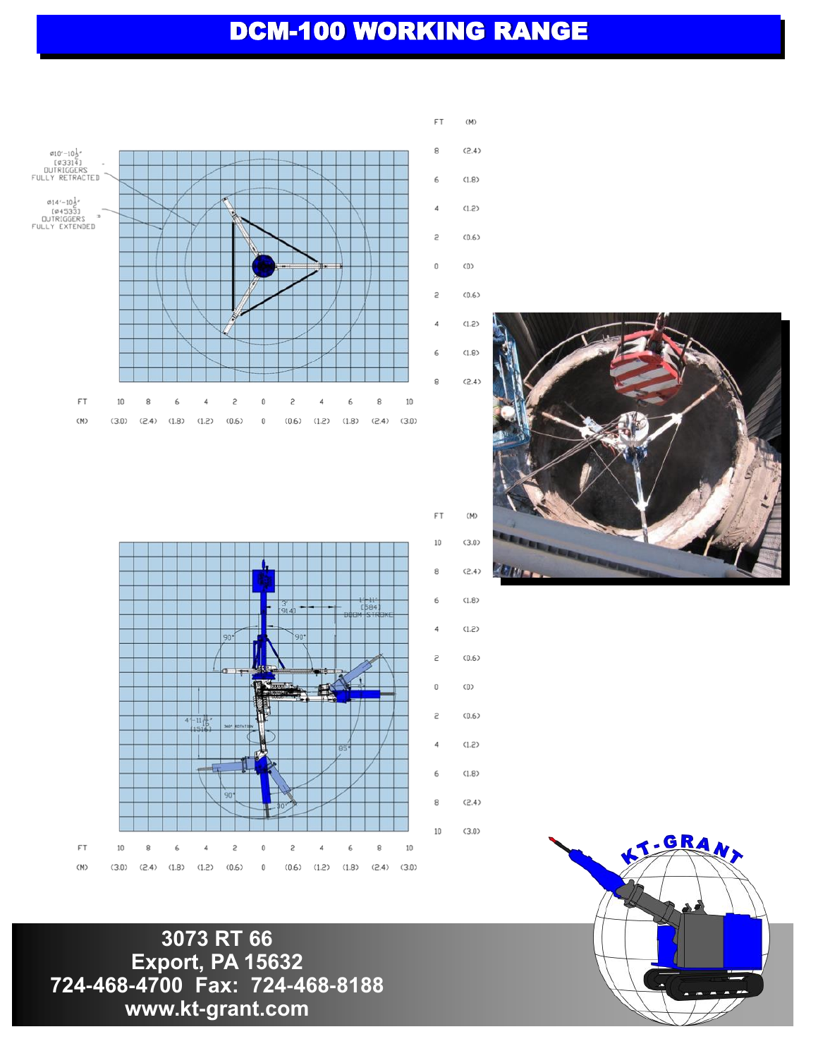# DCM-100 WORKING RANGE

ø10'-10½"
[ø3314]
OUTRIGGERS
FULLY RETRACTED

ø14'-10½"
[ø4533]
OUTRIGGERS
FULLY EXTENDED

FT (M)
8 (2.4)
6 (1.8)
4 (1.2)
2 (0.6)
0 (0)
2 (0.6)
4 (1.2)
6 (1.8)
8 (2.4)

FT 10 8 6 4 2 0 2 4 6 8 10
(M) (3.0) (2.4) (1.8) (1.2) (0.6) 0 (0.6) (1.2) (1.8) (2.4) (3.0)

3'
[914]

1'-11"
[584]
BOOM STROKE

90°
90°
4'-11⅝"
[1516]
360° ROTATION
85°
90°
30°

FT (M)
10 (3.0)
8 (2.4)
6 (1.8)
4 (1.2)
2 (0.6)
0 (0)
2 (0.6)
4 (1.2)
6 (1.8)
8 (2.4)
10 (3.0)

FT 10 8 6 4 2 0 2 4 6 8 10
(M) (3.0) (2.4) (1.8) (1.2) (0.6) 0 (0.6) (1.2) (1.8) (2.4) (3.0)

KT-GRANT

**3073 RT 66**
**Export, PA 15632**
**724-468-4700 Fax: 724-468-8188**
**www.kt-grant.com**